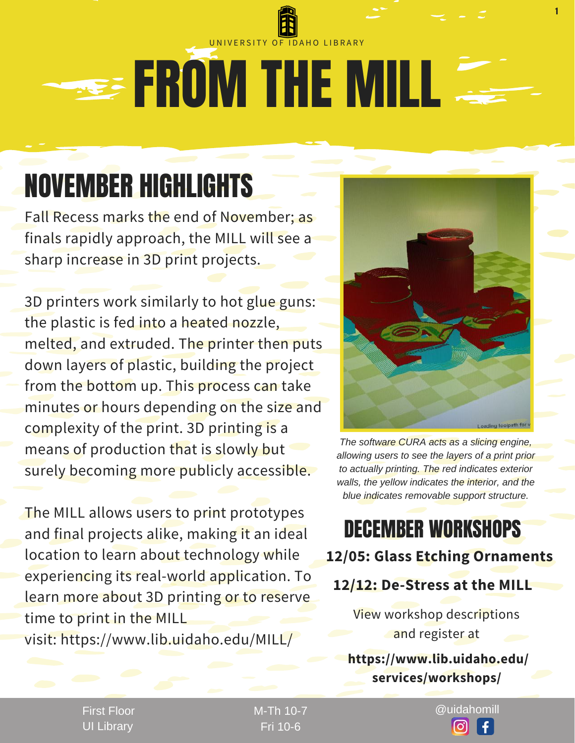UNIVERSITY OF IDAHO LIBRARY

# FROM THE MILL

## NOVEMBER HIGHLIGHTS

Fall Recess marks the end of November; as finals rapidly approach, the MILL will see a sharp increase in 3D print projects.

3D printers work similarly to hot glue guns: the plastic is fed into a heated nozzle, melted, and extruded. The printer then puts down layers of plastic, building the project from the bottom up. This process can take minutes or hours depending on the size and complexity of the print. 3D printing is a means of production that is slowly but surely becoming more publicly accessible.

The MILL allows users to print prototypes and final projects alike, making it an ideal location to learn about technology while experiencing its real-world application. To learn more about 3D printing or to reserve time to print in the MILL visit: https://www.lib.uidaho.edu/MILL/

*The software CURA acts as a slicing engine, allowing users to see the layers of a print prior to actually printing. The red indicates exterior walls, the yellow indicates the interior, and the blue indicates removable support structure.*

## DECEMBER WORKSHOPS

**12/05: Glass Etching Ornaments**

**12/12: De-Stress at the MILL**

View workshop descriptions and register at

**https://www.lib.uidaho.edu/services/workshops/**

First Floor
UI Library

M-Th 10-7
Fri 10-6

@uidahomill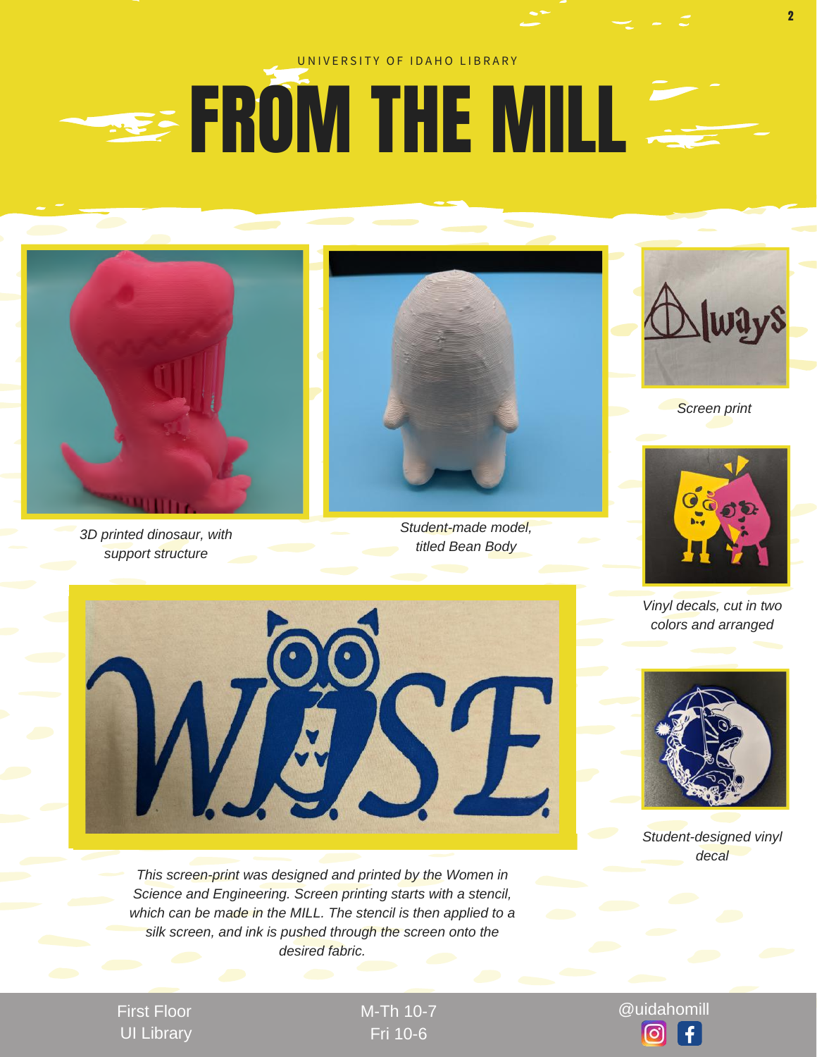UNIVERSITY OF IDAHO LIBRARY

# FROM THE MILL

*3D printed dinosaur, with support structure*

*Student-made model, titled Bean Body*

*Screen print*

*Vinyl decals, cut in two colors and arranged*

*Student-designed vinyl decal*

*This screen-print was designed and printed by the Women in Science and Engineering. Screen printing starts with a stencil, which can be made in the MILL. The stencil is then applied to a silk screen, and ink is pushed through the screen onto the desired fabric.*

First Floor
UI Library

M-Th 10-7
Fri 10-6

@uidahomill